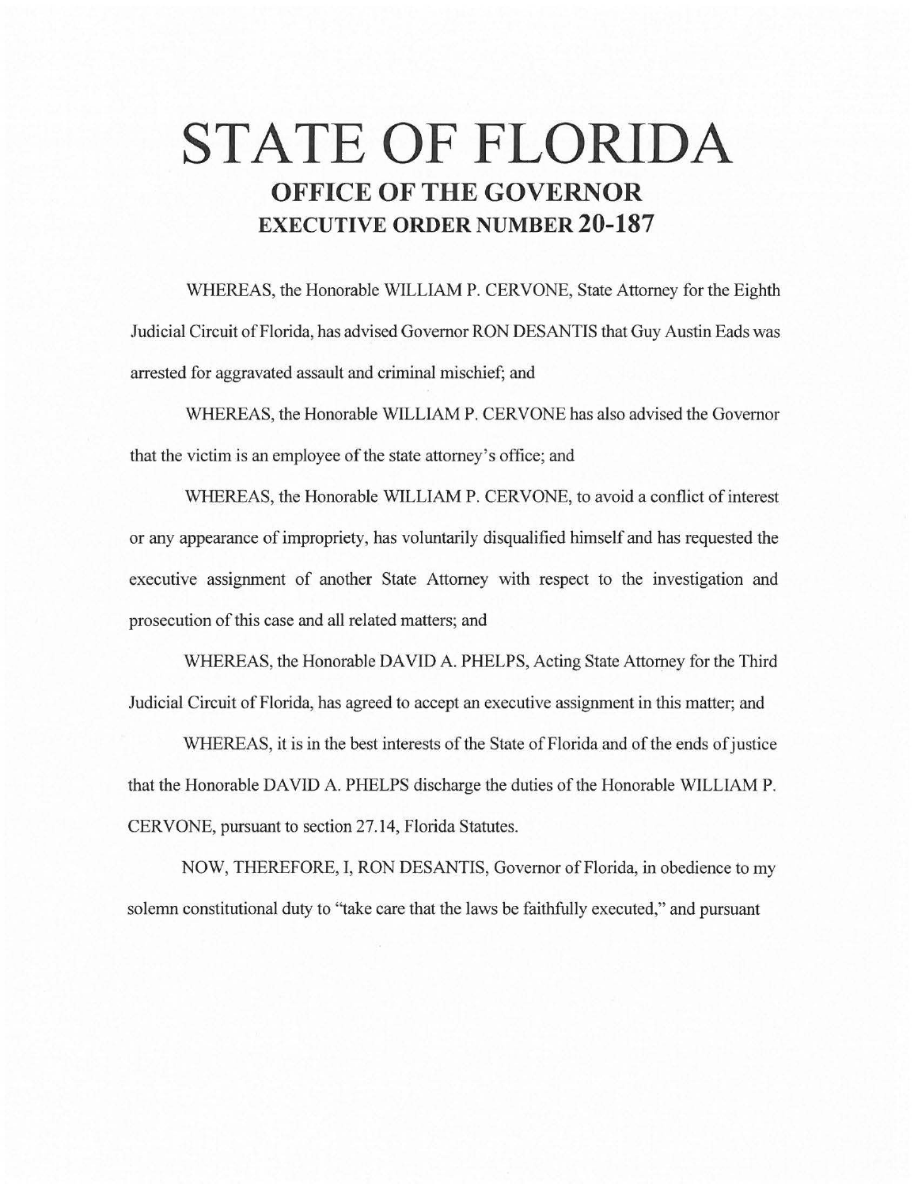# STATE OF FLORIDA

## OFFICE OF THE GOVERNOR

## EXECUTIVE ORDER NUMBER 20-187

WHEREAS, the Honorable WILLIAM P. CERVONE, State Attorney for the Eighth Judicial Circuit of Florida, has advised Governor RON DESANTIS that Guy Austin Eads was arrested for aggravated assault and criminal mischief; and

WHEREAS, the Honorable WILLIAM P. CERVONE has also advised the Governor that the victim is an employee of the state attorney's office; and

WHEREAS, the Honorable WILLIAM P. CERVONE, to avoid a conflict of interest or any appearance of impropriety, has voluntarily disqualified himself and has requested the executive assignment of another State Attorney with respect to the investigation and prosecution of this case and all related matters; and

WHEREAS, the Honorable DAVID A. PHELPS, Acting State Attorney for the Third Judicial Circuit of Florida, has agreed to accept an executive assignment in this matter; and

WHEREAS, it is in the best interests of the State of Florida and of the ends of justice that the Honorable DAVID A. PHELPS discharge the duties of the Honorable WILLIAM P. CERVONE, pursuant to section 27.14, Florida Statutes.

NOW, THEREFORE, I, RON DESANTIS, Governor of Florida, in obedience to my solemn constitutional duty to "take care that the laws be faithfully executed," and pursuant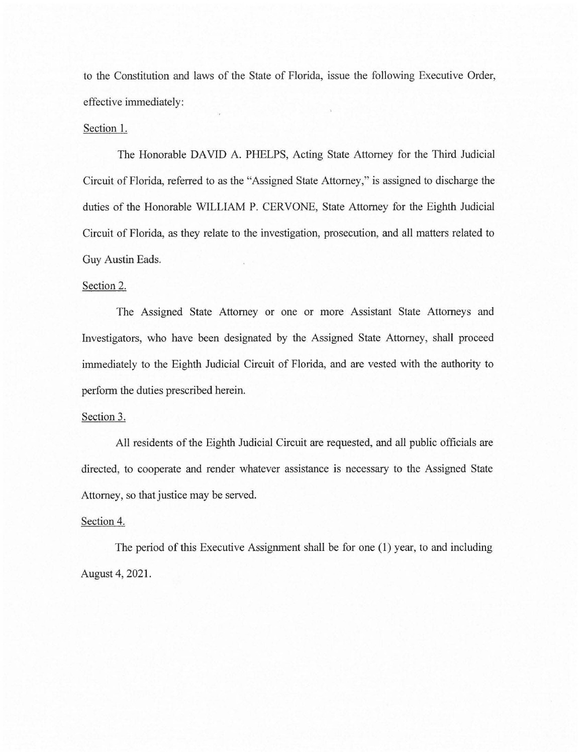to the Constitution and laws of the State of Florida, issue the following Executive Order, effective immediately:

Section 1.

The Honorable DAVID A. PHELPS, Acting State Attorney for the Third Judicial Circuit of Florida, referred to as the "Assigned State Attorney," is assigned to discharge the duties of the Honorable WILLIAM P. CERVONE, State Attorney for the Eighth Judicial Circuit of Florida, as they relate to the investigation, prosecution, and all matters related to Guy Austin Eads.

Section 2.

The Assigned State Attorney or one or more Assistant State Attorneys and Investigators, who have been designated by the Assigned State Attorney, shall proceed immediately to the Eighth Judicial Circuit of Florida, and are vested with the authority to perform the duties prescribed herein.

Section 3.

All residents of the Eighth Judicial Circuit are requested, and all public officials are directed, to cooperate and render whatever assistance is necessary to the Assigned State Attorney, so that justice may be served.

Section 4.

The period of this Executive Assignment shall be for one (1) year, to and including August 4, 2021.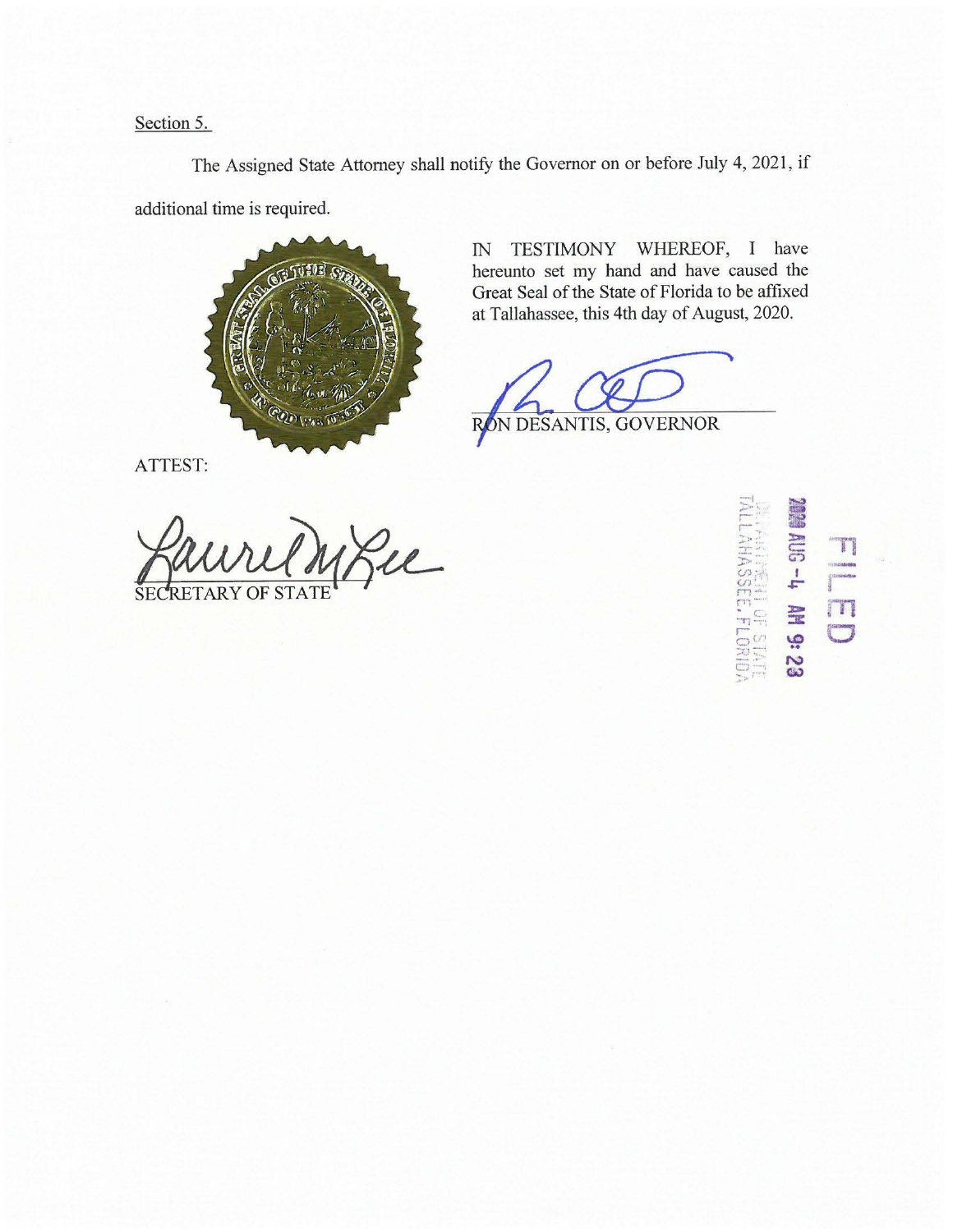Section 5.

The Assigned State Attorney shall notify the Governor on or before July 4, 2021, if additional time is required.

IN TESTIMONY WHEREOF, I have hereunto set my hand and have caused the Great Seal of the State of Florida to be affixed at Tallahassee, this 4th day of August, 2020.

RON DESANTIS, GOVERNOR

ATTEST:

SECRETARY OF STATE

FILED

2020 AUG -4 AM 9:23

DEPARTMENT OF STATE
TALLAHASSEE, FLORIDA